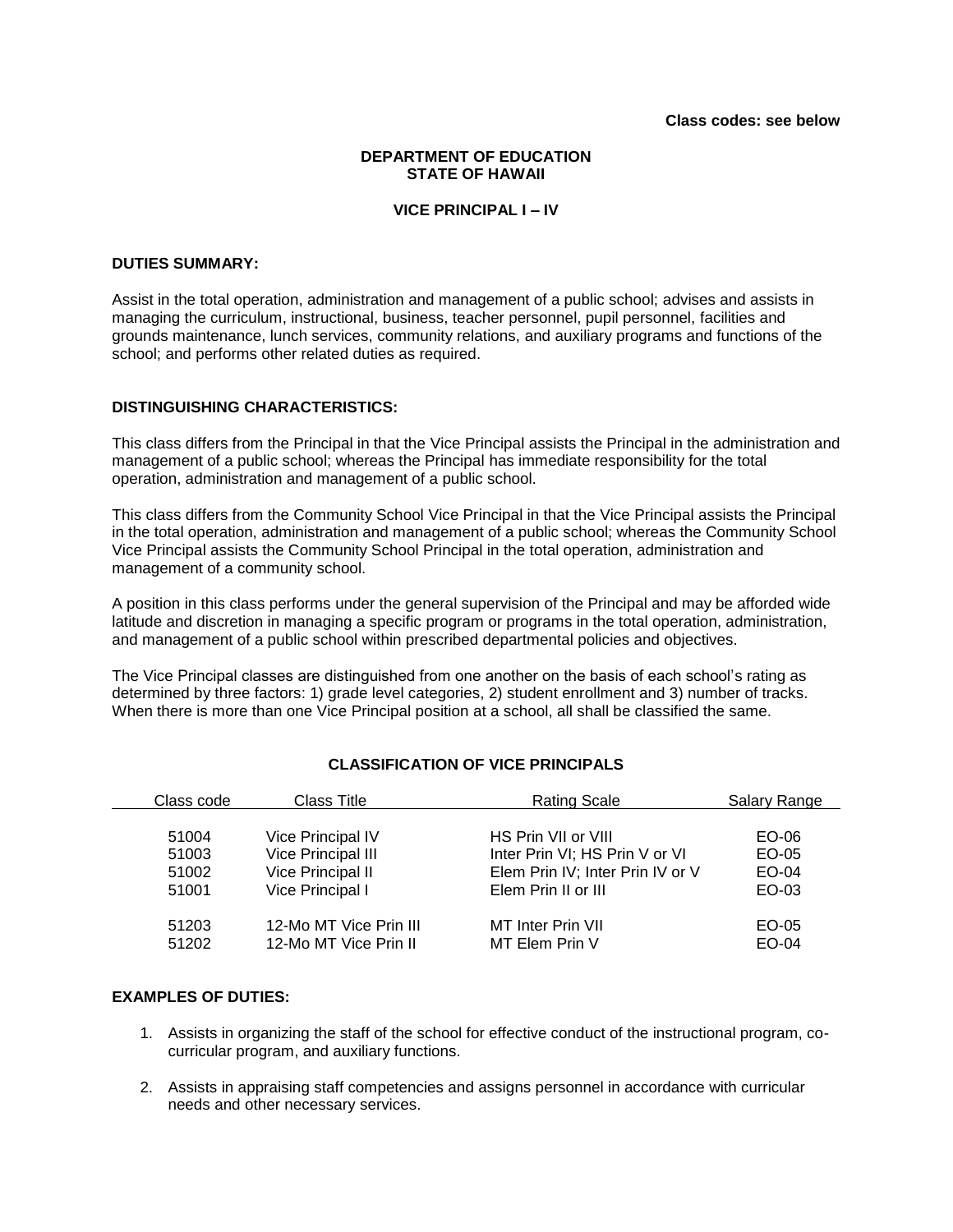**Class codes: see below**

**DEPARTMENT OF EDUCATION**
**STATE OF HAWAII**

**VICE PRINCIPAL I – IV**

**DUTIES SUMMARY:**

Assist in the total operation, administration and management of a public school; advises and assists in managing the curriculum, instructional, business, teacher personnel, pupil personnel, facilities and grounds maintenance, lunch services, community relations, and auxiliary programs and functions of the school; and performs other related duties as required.

**DISTINGUISHING CHARACTERISTICS:**

This class differs from the Principal in that the Vice Principal assists the Principal in the administration and management of a public school; whereas the Principal has immediate responsibility for the total operation, administration and management of a public school.

This class differs from the Community School Vice Principal in that the Vice Principal assists the Principal in the total operation, administration and management of a public school; whereas the Community School Vice Principal assists the Community School Principal in the total operation, administration and management of a community school.

A position in this class performs under the general supervision of the Principal and may be afforded wide latitude and discretion in managing a specific program or programs in the total operation, administration, and management of a public school within prescribed departmental policies and objectives.

The Vice Principal classes are distinguished from one another on the basis of each school's rating as determined by three factors: 1) grade level categories, 2) student enrollment and 3) number of tracks. When there is more than one Vice Principal position at a school, all shall be classified the same.

**CLASSIFICATION OF VICE PRINCIPALS**

| Class code | Class Title | Rating Scale | Salary Range |
|---|---|---|---|
| 51004 | Vice Principal IV | HS Prin VII or VIII | EO-06 |
| 51003 | Vice Principal III | Inter Prin VI; HS Prin V or VI | EO-05 |
| 51002 | Vice Principal II | Elem Prin IV; Inter Prin IV or V | EO-04 |
| 51001 | Vice Principal I | Elem Prin II or III | EO-03 |
| 51203 | 12-Mo MT Vice Prin III | MT Inter Prin VII | EO-05 |
| 51202 | 12-Mo MT Vice Prin II | MT Elem Prin V | EO-04 |

**EXAMPLES OF DUTIES:**

1. Assists in organizing the staff of the school for effective conduct of the instructional program, co-curricular program, and auxiliary functions.

2. Assists in appraising staff competencies and assigns personnel in accordance with curricular needs and other necessary services.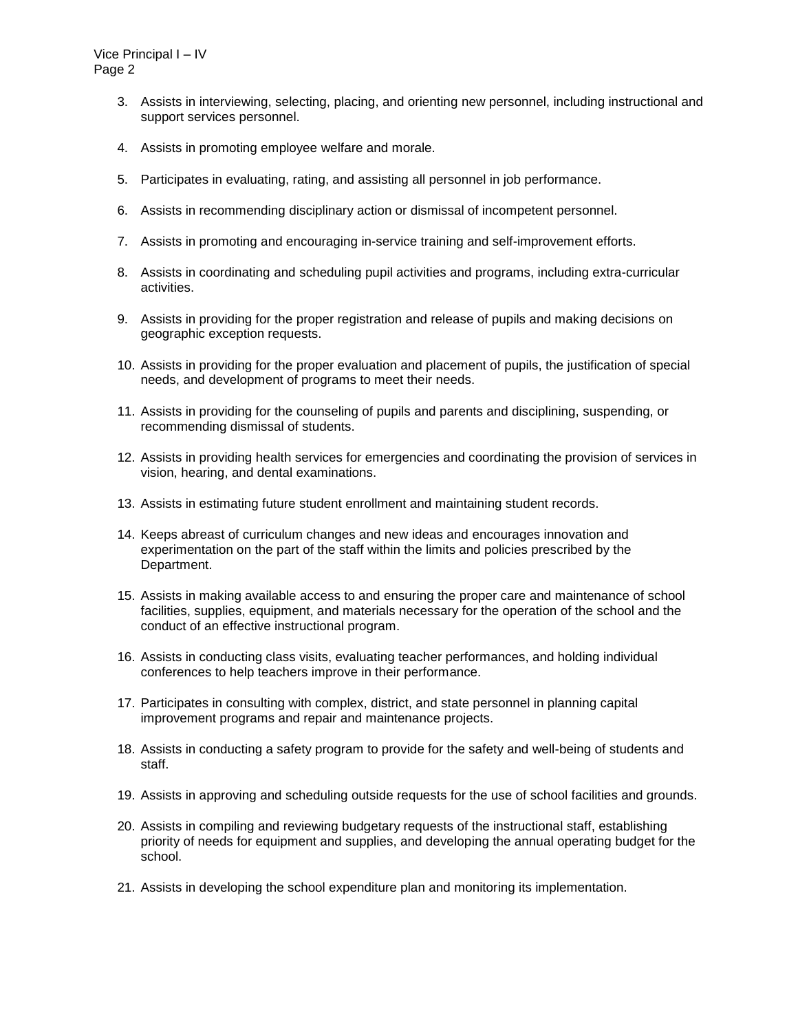3. Assists in interviewing, selecting, placing, and orienting new personnel, including instructional and support services personnel.

4. Assists in promoting employee welfare and morale.

5. Participates in evaluating, rating, and assisting all personnel in job performance.

6. Assists in recommending disciplinary action or dismissal of incompetent personnel.

7. Assists in promoting and encouraging in-service training and self-improvement efforts.

8. Assists in coordinating and scheduling pupil activities and programs, including extra-curricular activities.

9. Assists in providing for the proper registration and release of pupils and making decisions on geographic exception requests.

10. Assists in providing for the proper evaluation and placement of pupils, the justification of special needs, and development of programs to meet their needs.

11. Assists in providing for the counseling of pupils and parents and disciplining, suspending, or recommending dismissal of students.

12. Assists in providing health services for emergencies and coordinating the provision of services in vision, hearing, and dental examinations.

13. Assists in estimating future student enrollment and maintaining student records.

14. Keeps abreast of curriculum changes and new ideas and encourages innovation and experimentation on the part of the staff within the limits and policies prescribed by the Department.

15. Assists in making available access to and ensuring the proper care and maintenance of school facilities, supplies, equipment, and materials necessary for the operation of the school and the conduct of an effective instructional program.

16. Assists in conducting class visits, evaluating teacher performances, and holding individual conferences to help teachers improve in their performance.

17. Participates in consulting with complex, district, and state personnel in planning capital improvement programs and repair and maintenance projects.

18. Assists in conducting a safety program to provide for the safety and well-being of students and staff.

19. Assists in approving and scheduling outside requests for the use of school facilities and grounds.

20. Assists in compiling and reviewing budgetary requests of the instructional staff, establishing priority of needs for equipment and supplies, and developing the annual operating budget for the school.

21. Assists in developing the school expenditure plan and monitoring its implementation.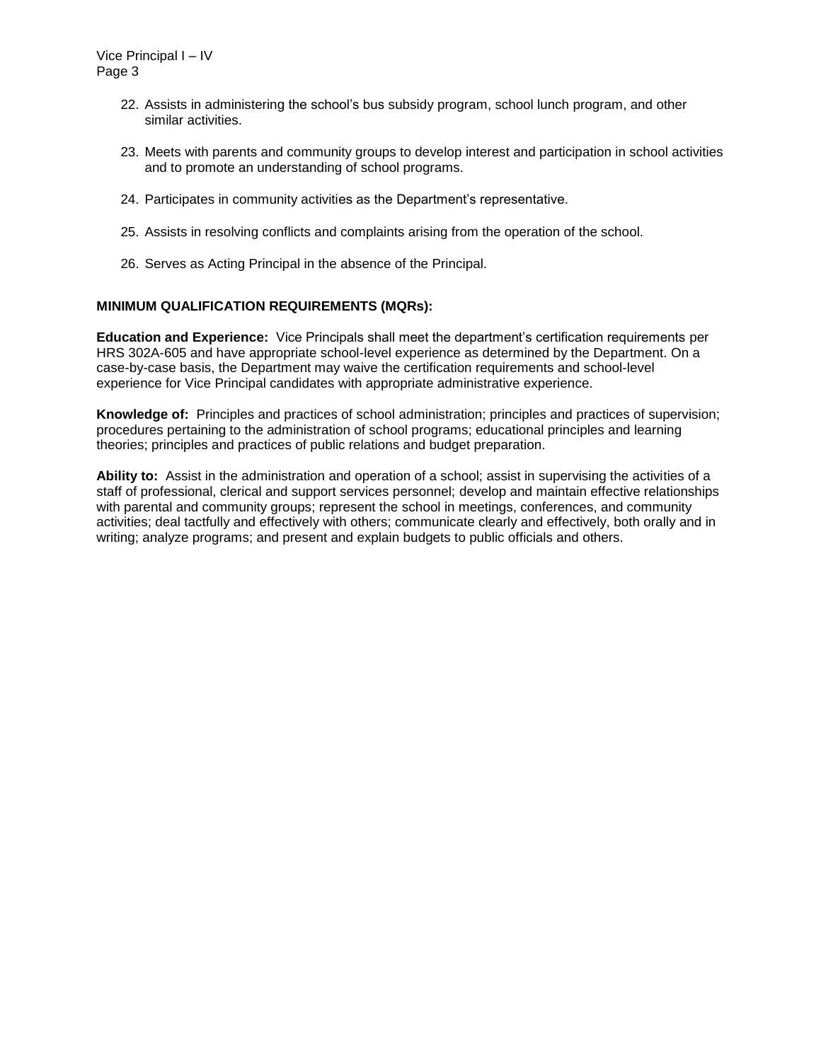22. Assists in administering the school's bus subsidy program, school lunch program, and other similar activities.

23. Meets with parents and community groups to develop interest and participation in school activities and to promote an understanding of school programs.

24. Participates in community activities as the Department's representative.

25. Assists in resolving conflicts and complaints arising from the operation of the school.

26. Serves as Acting Principal in the absence of the Principal.

**MINIMUM QUALIFICATION REQUIREMENTS (MQRs):**

**Education and Experience:** Vice Principals shall meet the department's certification requirements per HRS 302A-605 and have appropriate school-level experience as determined by the Department. On a case-by-case basis, the Department may waive the certification requirements and school-level experience for Vice Principal candidates with appropriate administrative experience.

**Knowledge of:** Principles and practices of school administration; principles and practices of supervision; procedures pertaining to the administration of school programs; educational principles and learning theories; principles and practices of public relations and budget preparation.

**Ability to:** Assist in the administration and operation of a school; assist in supervising the activities of a staff of professional, clerical and support services personnel; develop and maintain effective relationships with parental and community groups; represent the school in meetings, conferences, and community activities; deal tactfully and effectively with others; communicate clearly and effectively, both orally and in writing; analyze programs; and present and explain budgets to public officials and others.